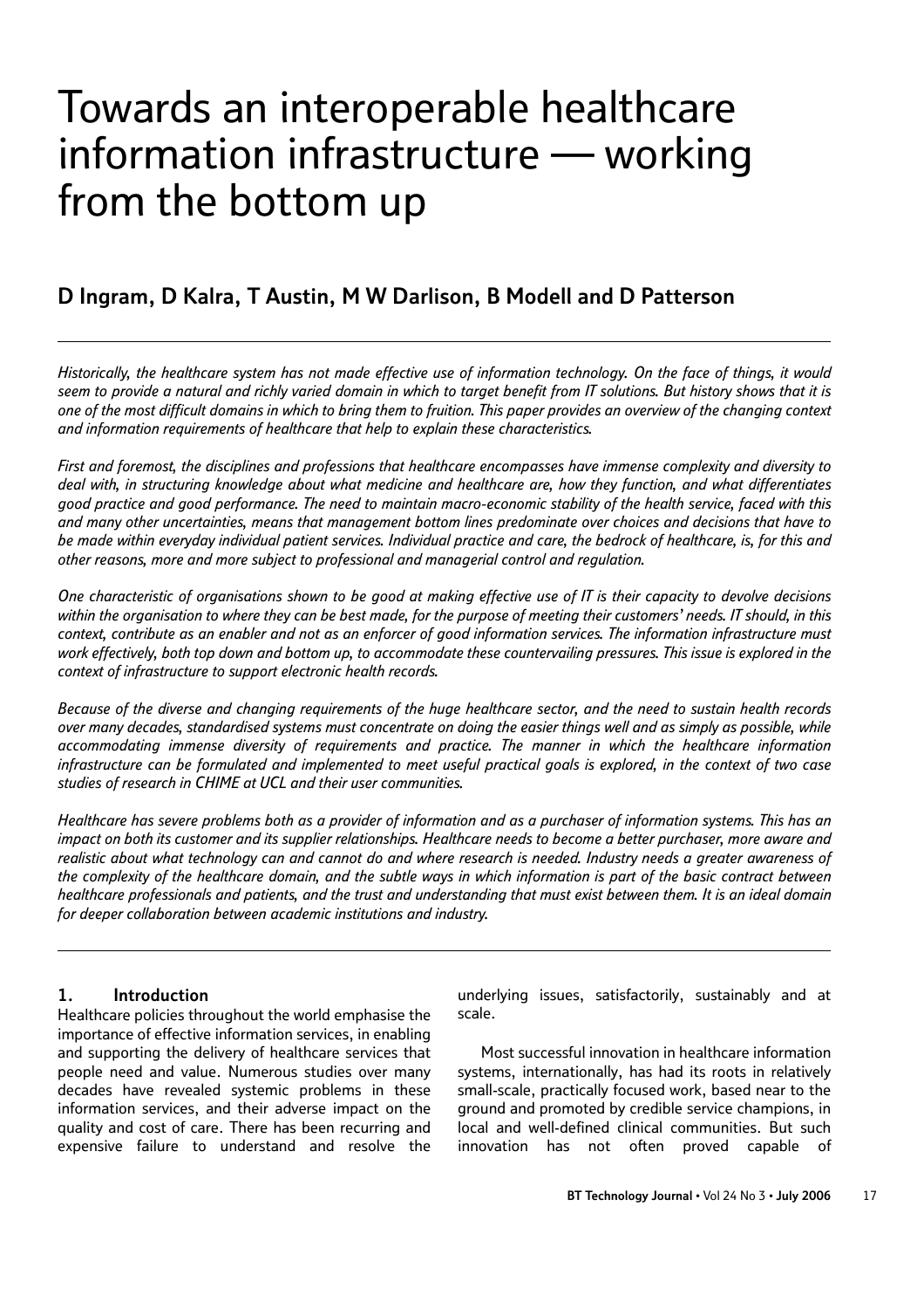# Towards an interoperable healthcare information infrastructure — working from the bottom up

## D Ingram, D Kalra, T Austin, M W Darlison, B Modell and D Patterson

*Historically, the healthcare system has not made effective use of information technology. On the face of things, it would seem to provide a natural and richly varied domain in which to target benefit from IT solutions. But history shows that it is one of the most difficult domains in which to bring them to fruition. This paper provides an overview of the changing context and information requirements of healthcare that help to explain these characteristics.*

*First and foremost, the disciplines and professions that healthcare encompasses have immense complexity and diversity to deal with, in structuring knowledge about what medicine and healthcare are, how they function, and what differentiates good practice and good performance. The need to maintain macro-economic stability of the health service, faced with this and many other uncertainties, means that management bottom lines predominate over choices and decisions that have to be made within everyday individual patient services. Individual practice and care, the bedrock of healthcare, is, for this and other reasons, more and more subject to professional and managerial control and regulation.*

*One characteristic of organisations shown to be good at making effective use of IT is their capacity to devolve decisions within the organisation to where they can be best made, for the purpose of meeting their customers' needs. IT should, in this context, contribute as an enabler and not as an enforcer of good information services. The information infrastructure must work effectively, both top down and bottom up, to accommodate these countervailing pressures. This issue is explored in the context of infrastructure to support electronic health records.*

*Because of the diverse and changing requirements of the huge healthcare sector, and the need to sustain health records over many decades, standardised systems must concentrate on doing the easier things well and as simply as possible, while accommodating immense diversity of requirements and practice. The manner in which the healthcare information infrastructure can be formulated and implemented to meet useful practical goals is explored, in the context of two case studies of research in CHIME at UCL and their user communities.*

*Healthcare has severe problems both as a provider of information and as a purchaser of information systems. This has an impact on both its customer and its supplier relationships. Healthcare needs to become a better purchaser, more aware and realistic about what technology can and cannot do and where research is needed. Industry needs a greater awareness of the complexity of the healthcare domain, and the subtle ways in which information is part of the basic contract between healthcare professionals and patients, and the trust and understanding that must exist between them. It is an ideal domain for deeper collaboration between academic institutions and industry.*

### 1. Introduction

Healthcare policies throughout the world emphasise the importance of effective information services, in enabling and supporting the delivery of healthcare services that people need and value. Numerous studies over many decades have revealed systemic problems in these information services, and their adverse impact on the quality and cost of care. There has been recurring and expensive failure to understand and resolve the underlying issues, satisfactorily, sustainably and at scale.

Most successful innovation in healthcare information systems, internationally, has had its roots in relatively small-scale, practically focused work, based near to the ground and promoted by credible service champions, in local and well-defined clinical communities. But such innovation has not often proved capable of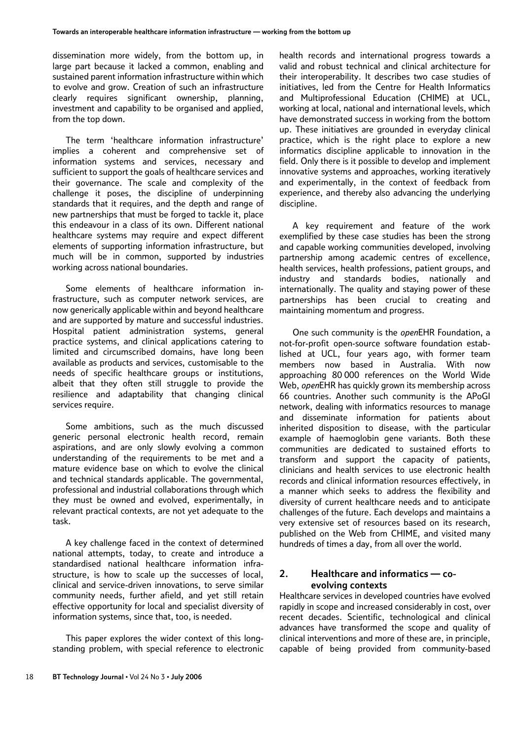dissemination more widely, from the bottom up, in large part because it lacked a common, enabling and sustained parent information infrastructure within which to evolve and grow. Creation of such an infrastructure clearly requires significant ownership, planning, investment and capability to be organised and applied, from the top down.

The term 'healthcare information infrastructure' implies a coherent and comprehensive set of information systems and services, necessary and sufficient to support the goals of healthcare services and their governance. The scale and complexity of the challenge it poses, the discipline of underpinning standards that it requires, and the depth and range of new partnerships that must be forged to tackle it, place this endeavour in a class of its own. Different national healthcare systems may require and expect different elements of supporting information infrastructure, but much will be in common, supported by industries working across national boundaries.

Some elements of healthcare information infrastructure, such as computer network services, are now generically applicable within and beyond healthcare and are supported by mature and successful industries. Hospital patient administration systems, general practice systems, and clinical applications catering to limited and circumscribed domains, have long been available as products and services, customisable to the needs of specific healthcare groups or institutions, albeit that they often still struggle to provide the resilience and adaptability that changing clinical services require.

Some ambitions, such as the much discussed generic personal electronic health record, remain aspirations, and are only slowly evolving a common understanding of the requirements to be met and a mature evidence base on which to evolve the clinical and technical standards applicable. The governmental, professional and industrial collaborations through which they must be owned and evolved, experimentally, in relevant practical contexts, are not yet adequate to the task.

A key challenge faced in the context of determined national attempts, today, to create and introduce a standardised national healthcare information infrastructure, is how to scale up the successes of local, clinical and service-driven innovations, to serve similar community needs, further afield, and yet still retain effective opportunity for local and specialist diversity of information systems, since that, too, is needed.

This paper explores the wider context of this longstanding problem, with special reference to electronic health records and international progress towards a valid and robust technical and clinical architecture for their interoperability. It describes two case studies of initiatives, led from the Centre for Health Informatics and Multiprofessional Education (CHIME) at UCL, working at local, national and international levels, which have demonstrated success in working from the bottom up. These initiatives are grounded in everyday clinical practice, which is the right place to explore a new informatics discipline applicable to innovation in the field. Only there is it possible to develop and implement innovative systems and approaches, working iteratively and experimentally, in the context of feedback from experience, and thereby also advancing the underlying discipline.

A key requirement and feature of the work exemplified by these case studies has been the strong and capable working communities developed, involving partnership among academic centres of excellence, health services, health professions, patient groups, and industry and standards bodies, nationally and internationally. The quality and staying power of these partnerships has been crucial to creating and maintaining momentum and progress.

One such community is the *open*EHR Foundation, a not-for-profit open-source software foundation established at UCL, four years ago, with former team members now based in Australia. With now approaching 80 000 references on the World Wide Web, *open*EHR has quickly grown its membership across 66 countries. Another such community is the APoGI network, dealing with informatics resources to manage and disseminate information for patients about inherited disposition to disease, with the particular example of haemoglobin gene variants. Both these communities are dedicated to sustained efforts to transform and support the capacity of patients, clinicians and health services to use electronic health records and clinical information resources effectively, in a manner which seeks to address the flexibility and diversity of current healthcare needs and to anticipate challenges of the future. Each develops and maintains a very extensive set of resources based on its research, published on the Web from CHIME, and visited many hundreds of times a day, from all over the world.

## 2. Healthcare and informatics — co-evolving contexts

Healthcare services in developed countries have evolved rapidly in scope and increased considerably in cost, over recent decades. Scientific, technological and clinical advances have transformed the scope and quality of clinical interventions and more of these are, in principle, capable of being provided from community-based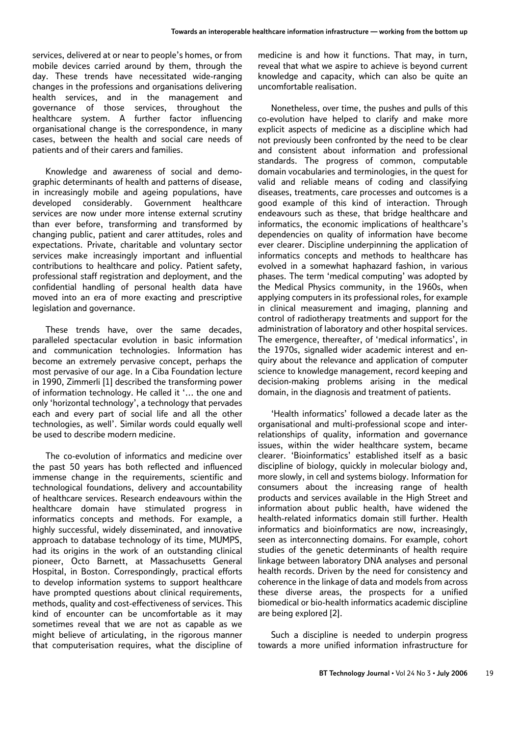services, delivered at or near to people's homes, or from mobile devices carried around by them, through the day. These trends have necessitated wide-ranging changes in the professions and organisations delivering health services, and in the management and governance of those services, throughout the healthcare system. A further factor influencing organisational change is the correspondence, in many cases, between the health and social care needs of patients and of their carers and families.

Knowledge and awareness of social and demographic determinants of health and patterns of disease, in increasingly mobile and ageing populations, have developed considerably. Government healthcare services are now under more intense external scrutiny than ever before, transforming and transformed by changing public, patient and carer attitudes, roles and expectations. Private, charitable and voluntary sector services make increasingly important and influential contributions to healthcare and policy. Patient safety, professional staff registration and deployment, and the confidential handling of personal health data have moved into an era of more exacting and prescriptive legislation and governance.

These trends have, over the same decades, paralleled spectacular evolution in basic information and communication technologies. Information has become an extremely pervasive concept, perhaps the most pervasive of our age. In a Ciba Foundation lecture in 1990, Zimmerli [1] described the transforming power of information technology. He called it '... the one and only 'horizontal technology', a technology that pervades each and every part of social life and all the other technologies, as well'. Similar words could equally well be used to describe modern medicine.

The co-evolution of informatics and medicine over the past 50 years has both reflected and influenced immense change in the requirements, scientific and technological foundations, delivery and accountability of healthcare services. Research endeavours within the healthcare domain have stimulated progress in informatics concepts and methods. For example, a highly successful, widely disseminated, and innovative approach to database technology of its time, MUMPS, had its origins in the work of an outstanding clinical pioneer, Octo Barnett, at Massachusetts General Hospital, in Boston. Correspondingly, practical efforts to develop information systems to support healthcare have prompted questions about clinical requirements, methods, quality and cost-effectiveness of services. This kind of encounter can be uncomfortable as it may sometimes reveal that we are not as capable as we might believe of articulating, in the rigorous manner that computerisation requires, what the discipline of medicine is and how it functions. That may, in turn, reveal that what we aspire to achieve is beyond current knowledge and capacity, which can also be quite an uncomfortable realisation.

Nonetheless, over time, the pushes and pulls of this co-evolution have helped to clarify and make more explicit aspects of medicine as a discipline which had not previously been confronted by the need to be clear and consistent about information and professional standards. The progress of common, computable domain vocabularies and terminologies, in the quest for valid and reliable means of coding and classifying diseases, treatments, care processes and outcomes is a good example of this kind of interaction. Through endeavours such as these, that bridge healthcare and informatics, the economic implications of healthcare's dependencies on quality of information have become ever clearer. Discipline underpinning the application of informatics concepts and methods to healthcare has evolved in a somewhat haphazard fashion, in various phases. The term 'medical computing' was adopted by the Medical Physics community, in the 1960s, when applying computers in its professional roles, for example in clinical measurement and imaging, planning and control of radiotherapy treatments and support for the administration of laboratory and other hospital services. The emergence, thereafter, of 'medical informatics', in the 1970s, signalled wider academic interest and enquiry about the relevance and application of computer science to knowledge management, record keeping and decision-making problems arising in the medical domain, in the diagnosis and treatment of patients.

'Health informatics' followed a decade later as the organisational and multi-professional scope and interrelationships of quality, information and governance issues, within the wider healthcare system, became clearer. 'Bioinformatics' established itself as a basic discipline of biology, quickly in molecular biology and, more slowly, in cell and systems biology. Information for consumers about the increasing range of health products and services available in the High Street and information about public health, have widened the health-related informatics domain still further. Health informatics and bioinformatics are now, increasingly, seen as interconnecting domains. For example, cohort studies of the genetic determinants of health require linkage between laboratory DNA analyses and personal health records. Driven by the need for consistency and coherence in the linkage of data and models from across these diverse areas, the prospects for a unified biomedical or bio-health informatics academic discipline are being explored [2].

Such a discipline is needed to underpin progress towards a more unified information infrastructure for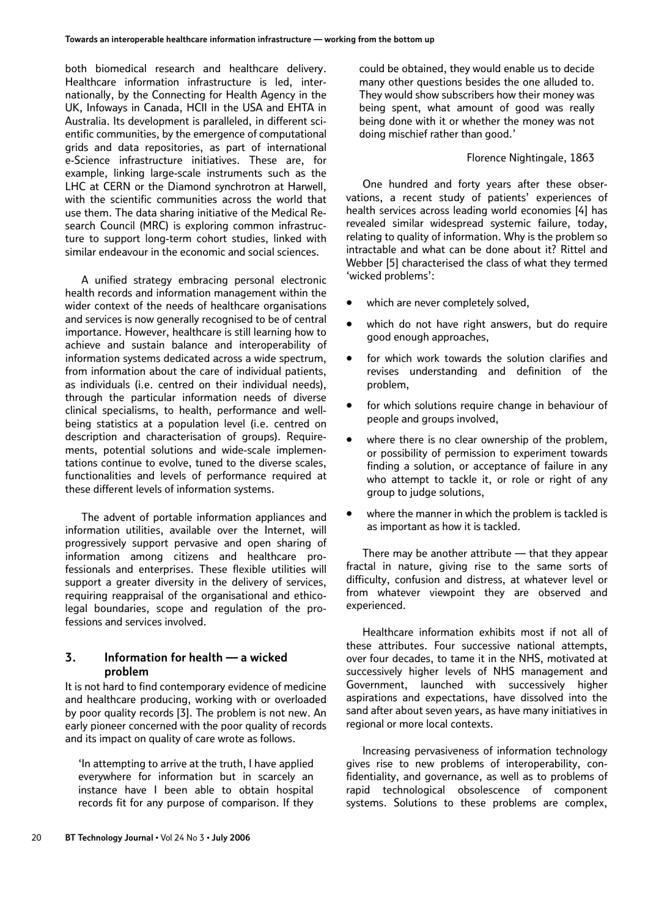both biomedical research and healthcare delivery. Healthcare information infrastructure is led, internationally, by the Connecting for Health Agency in the UK, Infoways in Canada, HCII in the USA and EHTA in Australia. Its development is paralleled, in different scientific communities, by the emergence of computational grids and data repositories, as part of international e-Science infrastructure initiatives. These are, for example, linking large-scale instruments such as the LHC at CERN or the Diamond synchrotron at Harwell, with the scientific communities across the world that use them. The data sharing initiative of the Medical Research Council (MRC) is exploring common infrastructure to support long-term cohort studies, linked with similar endeavour in the economic and social sciences.

A unified strategy embracing personal electronic health records and information management within the wider context of the needs of healthcare organisations and services is now generally recognised to be of central importance. However, healthcare is still learning how to achieve and sustain balance and interoperability of information systems dedicated across a wide spectrum, from information about the care of individual patients, as individuals (i.e. centred on their individual needs), through the particular information needs of diverse clinical specialisms, to health, performance and well-being statistics at a population level (i.e. centred on description and characterisation of groups). Requirements, potential solutions and wide-scale implementations continue to evolve, tuned to the diverse scales, functionalities and levels of performance required at these different levels of information systems.

The advent of portable information appliances and information utilities, available over the Internet, will progressively support pervasive and open sharing of information among citizens and healthcare professionals and enterprises. These flexible utilities will support a greater diversity in the delivery of services, requiring reappraisal of the organisational and ethico-legal boundaries, scope and regulation of the professions and services involved.

## 3. Information for health — a wicked problem

It is not hard to find contemporary evidence of medicine and healthcare producing, working with or overloaded by poor quality records [3]. The problem is not new. An early pioneer concerned with the poor quality of records and its impact on quality of care wrote as follows.

> 'In attempting to arrive at the truth, I have applied everywhere for information but in scarcely an instance have I been able to obtain hospital records fit for any purpose of comparison. If they could be obtained, they would enable us to decide many other questions besides the one alluded to. They would show subscribers how their money was being spent, what amount of good was really being done with it or whether the money was not doing mischief rather than good.'
>
> Florence Nightingale, 1863

One hundred and forty years after these observations, a recent study of patients' experiences of health services across leading world economies [4] has revealed similar widespread systemic failure, today, relating to quality of information. Why is the problem so intractable and what can be done about it? Rittel and Webber [5] characterised the class of what they termed 'wicked problems':

- which are never completely solved,
- which do not have right answers, but do require good enough approaches,
- for which work towards the solution clarifies and revises understanding and definition of the problem,
- for which solutions require change in behaviour of people and groups involved,
- where there is no clear ownership of the problem, or possibility of permission to experiment towards finding a solution, or acceptance of failure in any who attempt to tackle it, or role or right of any group to judge solutions,
- where the manner in which the problem is tackled is as important as how it is tackled.

There may be another attribute — that they appear fractal in nature, giving rise to the same sorts of difficulty, confusion and distress, at whatever level or from whatever viewpoint they are observed and experienced.

Healthcare information exhibits most if not all of these attributes. Four successive national attempts, over four decades, to tame it in the NHS, motivated at successively higher levels of NHS management and Government, launched with successively higher aspirations and expectations, have dissolved into the sand after about seven years, as have many initiatives in regional or more local contexts.

Increasing pervasiveness of information technology gives rise to new problems of interoperability, confidentiality, and governance, as well as to problems of rapid technological obsolescence of component systems. Solutions to these problems are complex,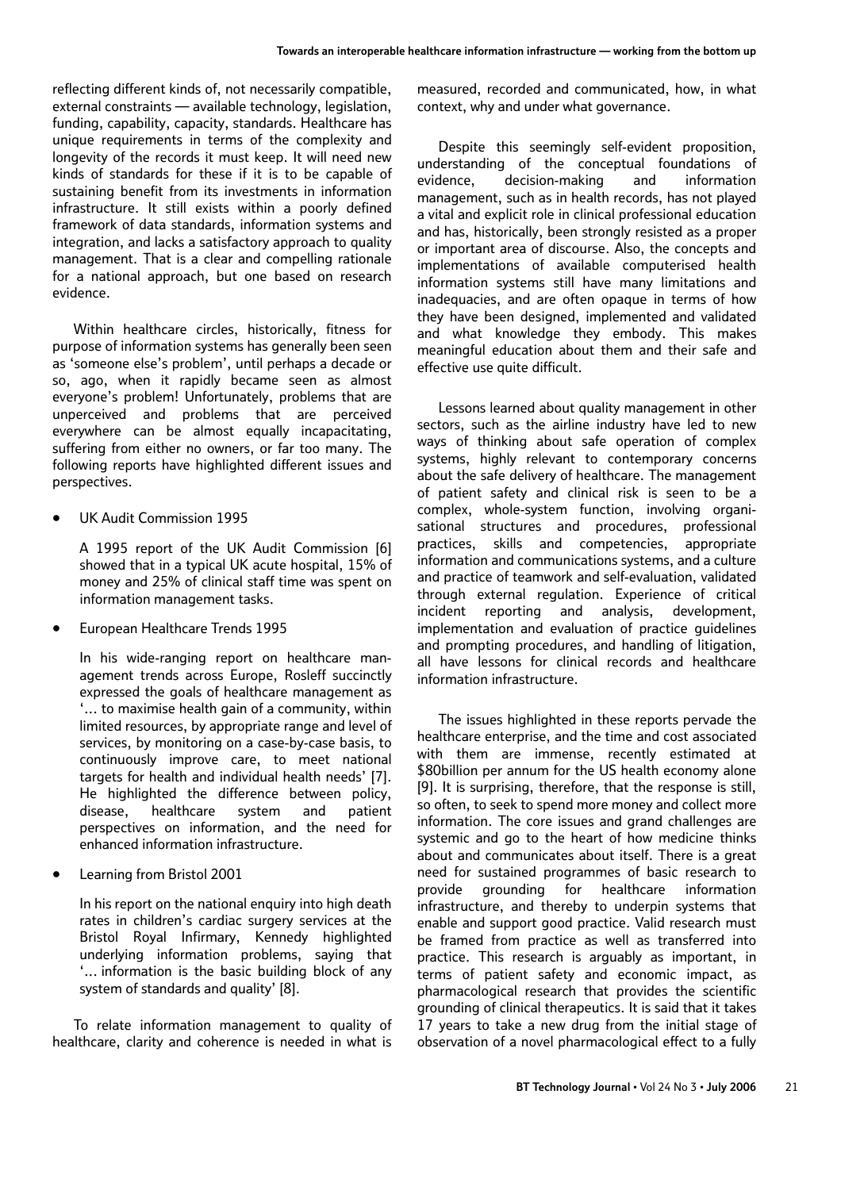reflecting different kinds of, not necessarily compatible, external constraints — available technology, legislation, funding, capability, capacity, standards. Healthcare has unique requirements in terms of the complexity and longevity of the records it must keep. It will need new kinds of standards for these if it is to be capable of sustaining benefit from its investments in information infrastructure. It still exists within a poorly defined framework of data standards, information systems and integration, and lacks a satisfactory approach to quality management. That is a clear and compelling rationale for a national approach, but one based on research evidence.

Within healthcare circles, historically, fitness for purpose of information systems has generally been seen as 'someone else's problem', until perhaps a decade or so, ago, when it rapidly became seen as almost everyone's problem! Unfortunately, problems that are unperceived and problems that are perceived everywhere can be almost equally incapacitating, suffering from either no owners, or far too many. The following reports have highlighted different issues and perspectives.

- UK Audit Commission 1995

  A 1995 report of the UK Audit Commission [6] showed that in a typical UK acute hospital, 15% of money and 25% of clinical staff time was spent on information management tasks.

- European Healthcare Trends 1995

  In his wide-ranging report on healthcare management trends across Europe, Rosleff succinctly expressed the goals of healthcare management as '… to maximise health gain of a community, within limited resources, by appropriate range and level of services, by monitoring on a case-by-case basis, to continuously improve care, to meet national targets for health and individual health needs' [7]. He highlighted the difference between policy, disease, healthcare system and patient perspectives on information, and the need for enhanced information infrastructure.

- Learning from Bristol 2001

  In his report on the national enquiry into high death rates in children's cardiac surgery services at the Bristol Royal Infirmary, Kennedy highlighted underlying information problems, saying that '… information is the basic building block of any system of standards and quality' [8].

To relate information management to quality of healthcare, clarity and coherence is needed in what is measured, recorded and communicated, how, in what context, why and under what governance.

Despite this seemingly self-evident proposition, understanding of the conceptual foundations of evidence, decision-making and information management, such as in health records, has not played a vital and explicit role in clinical professional education and has, historically, been strongly resisted as a proper or important area of discourse. Also, the concepts and implementations of available computerised health information systems still have many limitations and inadequacies, and are often opaque in terms of how they have been designed, implemented and validated and what knowledge they embody. This makes meaningful education about them and their safe and effective use quite difficult.

Lessons learned about quality management in other sectors, such as the airline industry have led to new ways of thinking about safe operation of complex systems, highly relevant to contemporary concerns about the safe delivery of healthcare. The management of patient safety and clinical risk is seen to be a complex, whole-system function, involving organisational structures and procedures, professional practices, skills and competencies, appropriate information and communications systems, and a culture and practice of teamwork and self-evaluation, validated through external regulation. Experience of critical incident reporting and analysis, development, implementation and evaluation of practice guidelines and prompting procedures, and handling of litigation, all have lessons for clinical records and healthcare information infrastructure.

The issues highlighted in these reports pervade the healthcare enterprise, and the time and cost associated with them are immense, recently estimated at \$80billion per annum for the US health economy alone [9]. It is surprising, therefore, that the response is still, so often, to seek to spend more money and collect more information. The core issues and grand challenges are systemic and go to the heart of how medicine thinks about and communicates about itself. There is a great need for sustained programmes of basic research to provide grounding for healthcare information infrastructure, and thereby to underpin systems that enable and support good practice. Valid research must be framed from practice as well as transferred into practice. This research is arguably as important, in terms of patient safety and economic impact, as pharmacological research that provides the scientific grounding of clinical therapeutics. It is said that it takes 17 years to take a new drug from the initial stage of observation of a novel pharmacological effect to a fully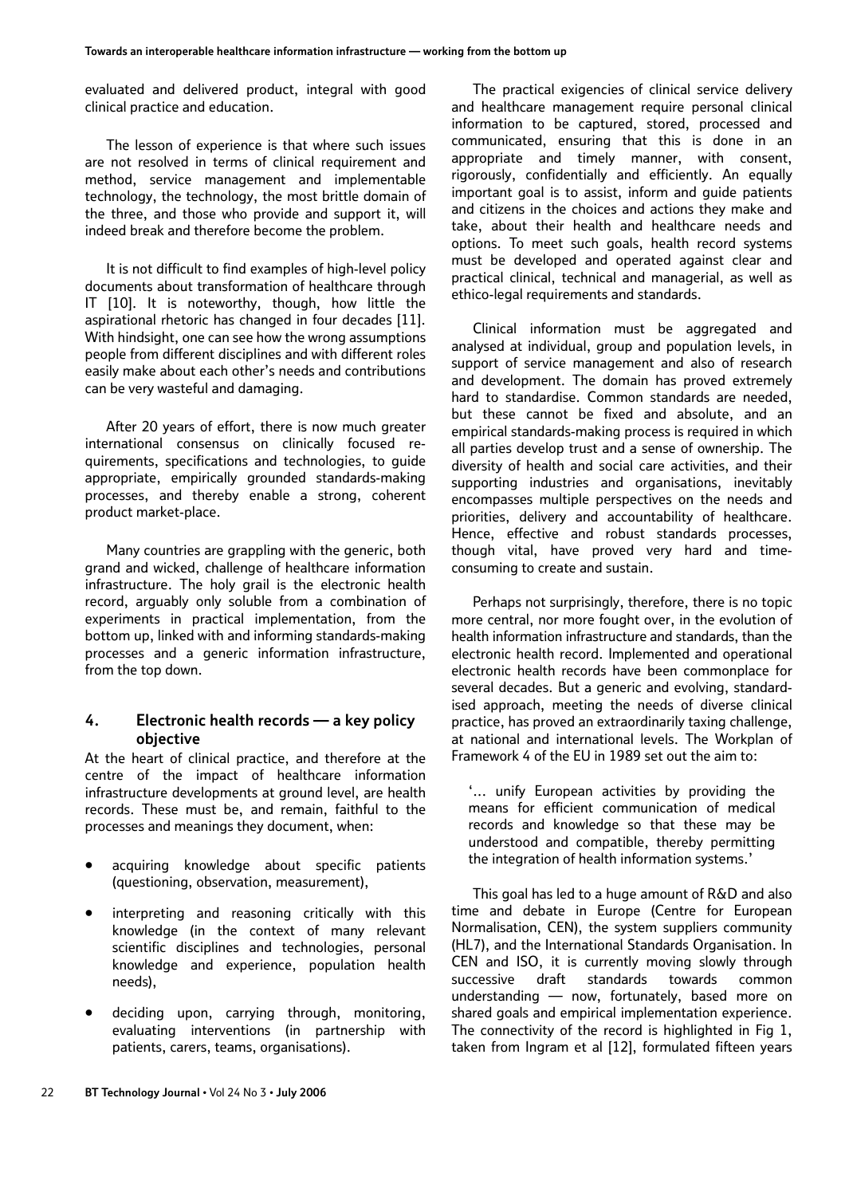evaluated and delivered product, integral with good clinical practice and education.

The lesson of experience is that where such issues are not resolved in terms of clinical requirement and method, service management and implementable technology, the technology, the most brittle domain of the three, and those who provide and support it, will indeed break and therefore become the problem.

It is not difficult to find examples of high-level policy documents about transformation of healthcare through IT [10]. It is noteworthy, though, how little the aspirational rhetoric has changed in four decades [11]. With hindsight, one can see how the wrong assumptions people from different disciplines and with different roles easily make about each other's needs and contributions can be very wasteful and damaging.

After 20 years of effort, there is now much greater international consensus on clinically focused requirements, specifications and technologies, to guide appropriate, empirically grounded standards-making processes, and thereby enable a strong, coherent product market-place.

Many countries are grappling with the generic, both grand and wicked, challenge of healthcare information infrastructure. The holy grail is the electronic health record, arguably only soluble from a combination of experiments in practical implementation, from the bottom up, linked with and informing standards-making processes and a generic information infrastructure, from the top down.

## 4. Electronic health records — a key policy objective

At the heart of clinical practice, and therefore at the centre of the impact of healthcare information infrastructure developments at ground level, are health records. These must be, and remain, faithful to the processes and meanings they document, when:

- acquiring knowledge about specific patients (questioning, observation, measurement),
- interpreting and reasoning critically with this knowledge (in the context of many relevant scientific disciplines and technologies, personal knowledge and experience, population health needs),
- deciding upon, carrying through, monitoring, evaluating interventions (in partnership with patients, carers, teams, organisations).

The practical exigencies of clinical service delivery and healthcare management require personal clinical information to be captured, stored, processed and communicated, ensuring that this is done in an appropriate and timely manner, with consent, rigorously, confidentially and efficiently. An equally important goal is to assist, inform and guide patients and citizens in the choices and actions they make and take, about their health and healthcare needs and options. To meet such goals, health record systems must be developed and operated against clear and practical clinical, technical and managerial, as well as ethico-legal requirements and standards.

Clinical information must be aggregated and analysed at individual, group and population levels, in support of service management and also of research and development. The domain has proved extremely hard to standardise. Common standards are needed, but these cannot be fixed and absolute, and an empirical standards-making process is required in which all parties develop trust and a sense of ownership. The diversity of health and social care activities, and their supporting industries and organisations, inevitably encompasses multiple perspectives on the needs and priorities, delivery and accountability of healthcare. Hence, effective and robust standards processes, though vital, have proved very hard and time-consuming to create and sustain.

Perhaps not surprisingly, therefore, there is no topic more central, nor more fought over, in the evolution of health information infrastructure and standards, than the electronic health record. Implemented and operational electronic health records have been commonplace for several decades. But a generic and evolving, standardised approach, meeting the needs of diverse clinical practice, has proved an extraordinarily taxing challenge, at national and international levels. The Workplan of Framework 4 of the EU in 1989 set out the aim to:

> '... unify European activities by providing the means for efficient communication of medical records and knowledge so that these may be understood and compatible, thereby permitting the integration of health information systems.'

This goal has led to a huge amount of R&D and also time and debate in Europe (Centre for European Normalisation, CEN), the system suppliers community (HL7), and the International Standards Organisation. In CEN and ISO, it is currently moving slowly through successive draft standards towards common understanding — now, fortunately, based more on shared goals and empirical implementation experience. The connectivity of the record is highlighted in Fig 1, taken from Ingram et al [12], formulated fifteen years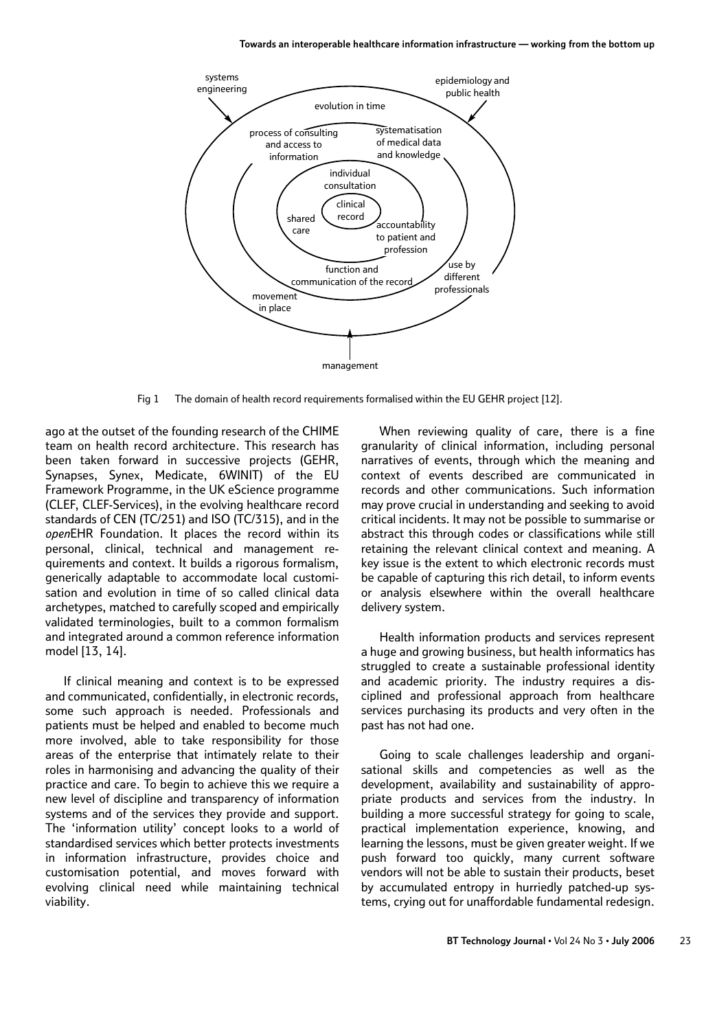systems engineering

epidemiology and public health

evolution in time

process of consulting and access to information

systematisation of medical data and knowledge

individual consultation

clinical record

shared care

accountability to patient and profession

function and communication of the record

use by different professionals

movement in place

management

Fig 1 The domain of health record requirements formalised within the EU GEHR project [12].

ago at the outset of the founding research of the CHIME team on health record architecture. This research has been taken forward in successive projects (GEHR, Synapses, Synex, Medicate, 6WINIT) of the EU Framework Programme, in the UK eScience programme (CLEF, CLEF-Services), in the evolving healthcare record standards of CEN (TC/251) and ISO (TC/315), and in the *open*EHR Foundation. It places the record within its personal, clinical, technical and management requirements and context. It builds a rigorous formalism, generically adaptable to accommodate local customisation and evolution in time of so called clinical data archetypes, matched to carefully scoped and empirically validated terminologies, built to a common formalism and integrated around a common reference information model [13, 14].

If clinical meaning and context is to be expressed and communicated, confidentially, in electronic records, some such approach is needed. Professionals and patients must be helped and enabled to become much more involved, able to take responsibility for those areas of the enterprise that intimately relate to their roles in harmonising and advancing the quality of their practice and care. To begin to achieve this we require a new level of discipline and transparency of information systems and of the services they provide and support. The 'information utility' concept looks to a world of standardised services which better protects investments in information infrastructure, provides choice and customisation potential, and moves forward with evolving clinical need while maintaining technical viability.

When reviewing quality of care, there is a fine granularity of clinical information, including personal narratives of events, through which the meaning and context of events described are communicated in records and other communications. Such information may prove crucial in understanding and seeking to avoid critical incidents. It may not be possible to summarise or abstract this through codes or classifications while still retaining the relevant clinical context and meaning. A key issue is the extent to which electronic records must be capable of capturing this rich detail, to inform events or analysis elsewhere within the overall healthcare delivery system.

Health information products and services represent a huge and growing business, but health informatics has struggled to create a sustainable professional identity and academic priority. The industry requires a disciplined and professional approach from healthcare services purchasing its products and very often in the past has not had one.

Going to scale challenges leadership and organisational skills and competencies as well as the development, availability and sustainability of appropriate products and services from the industry. In building a more successful strategy for going to scale, practical implementation experience, knowing, and learning the lessons, must be given greater weight. If we push forward too quickly, many current software vendors will not be able to sustain their products, beset by accumulated entropy in hurriedly patched-up systems, crying out for unaffordable fundamental redesign.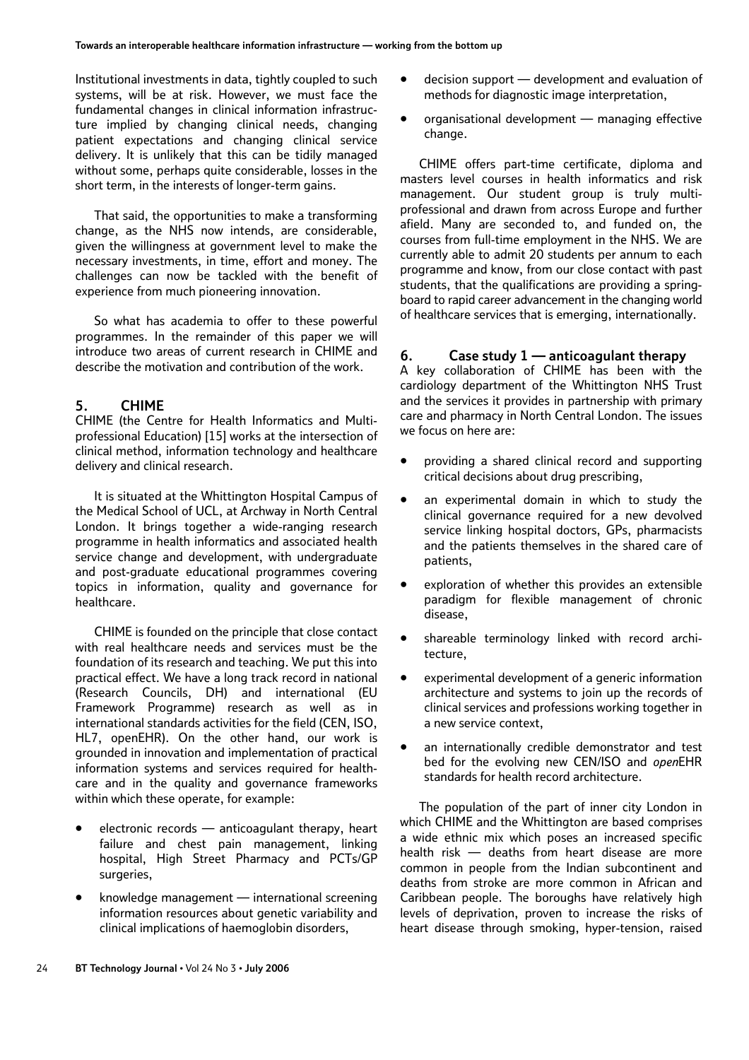Institutional investments in data, tightly coupled to such systems, will be at risk. However, we must face the fundamental changes in clinical information infrastructure implied by changing clinical needs, changing patient expectations and changing clinical service delivery. It is unlikely that this can be tidily managed without some, perhaps quite considerable, losses in the short term, in the interests of longer-term gains.

That said, the opportunities to make a transforming change, as the NHS now intends, are considerable, given the willingness at government level to make the necessary investments, in time, effort and money. The challenges can now be tackled with the benefit of experience from much pioneering innovation.

So what has academia to offer to these powerful programmes. In the remainder of this paper we will introduce two areas of current research in CHIME and describe the motivation and contribution of the work.

## 5. CHIME

CHIME (the Centre for Health Informatics and Multiprofessional Education) [15] works at the intersection of clinical method, information technology and healthcare delivery and clinical research.

It is situated at the Whittington Hospital Campus of the Medical School of UCL, at Archway in North Central London. It brings together a wide-ranging research programme in health informatics and associated health service change and development, with undergraduate and post-graduate educational programmes covering topics in information, quality and governance for healthcare.

CHIME is founded on the principle that close contact with real healthcare needs and services must be the foundation of its research and teaching. We put this into practical effect. We have a long track record in national (Research Councils, DH) and international (EU Framework Programme) research as well as in international standards activities for the field (CEN, ISO, HL7, openEHR). On the other hand, our work is grounded in innovation and implementation of practical information systems and services required for healthcare and in the quality and governance frameworks within which these operate, for example:

- electronic records — anticoagulant therapy, heart failure and chest pain management, linking hospital, High Street Pharmacy and PCTs/GP surgeries,
- knowledge management — international screening information resources about genetic variability and clinical implications of haemoglobin disorders,
- decision support — development and evaluation of methods for diagnostic image interpretation,
- organisational development — managing effective change.

CHIME offers part-time certificate, diploma and masters level courses in health informatics and risk management. Our student group is truly multiprofessional and drawn from across Europe and further afield. Many are seconded to, and funded on, the courses from full-time employment in the NHS. We are currently able to admit 20 students per annum to each programme and know, from our close contact with past students, that the qualifications are providing a springboard to rapid career advancement in the changing world of healthcare services that is emerging, internationally.

## 6. Case study 1 — anticoagulant therapy

A key collaboration of CHIME has been with the cardiology department of the Whittington NHS Trust and the services it provides in partnership with primary care and pharmacy in North Central London. The issues we focus on here are:

- providing a shared clinical record and supporting critical decisions about drug prescribing,
- an experimental domain in which to study the clinical governance required for a new devolved service linking hospital doctors, GPs, pharmacists and the patients themselves in the shared care of patients,
- exploration of whether this provides an extensible paradigm for flexible management of chronic disease,
- shareable terminology linked with record architecture,
- experimental development of a generic information architecture and systems to join up the records of clinical services and professions working together in a new service context,
- an internationally credible demonstrator and test bed for the evolving new CEN/ISO and *open*EHR standards for health record architecture.

The population of the part of inner city London in which CHIME and the Whittington are based comprises a wide ethnic mix which poses an increased specific health risk — deaths from heart disease are more common in people from the Indian subcontinent and deaths from stroke are more common in African and Caribbean people. The boroughs have relatively high levels of deprivation, proven to increase the risks of heart disease through smoking, hyper-tension, raised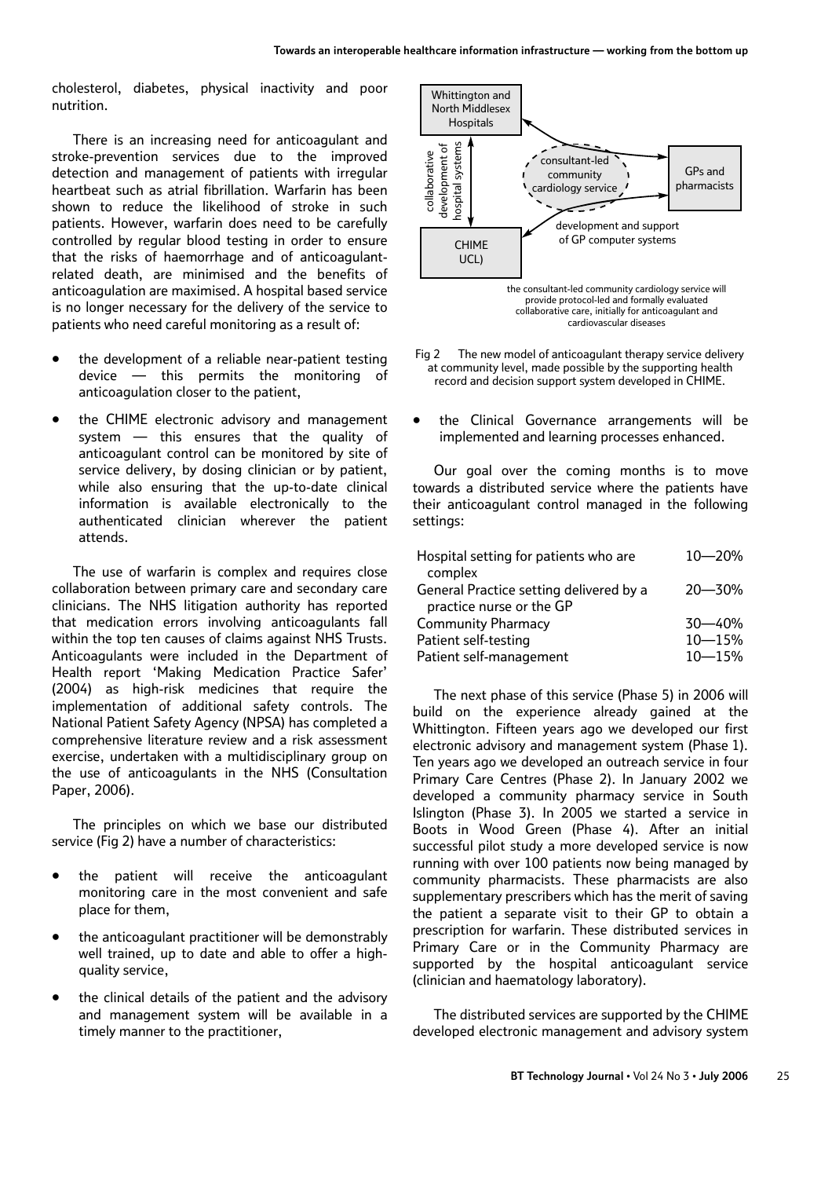cholesterol, diabetes, physical inactivity and poor nutrition.

There is an increasing need for anticoagulant and stroke-prevention services due to the improved detection and management of patients with irregular heartbeat such as atrial fibrillation. Warfarin has been shown to reduce the likelihood of stroke in such patients. However, warfarin does need to be carefully controlled by regular blood testing in order to ensure that the risks of haemorrhage and of anticoagulant-related death, are minimised and the benefits of anticoagulation are maximised. A hospital based service is no longer necessary for the delivery of the service to patients who need careful monitoring as a result of:

- the development of a reliable near-patient testing device — this permits the monitoring of anticoagulation closer to the patient,
- the CHIME electronic advisory and management system — this ensures that the quality of anticoagulant control can be monitored by site of service delivery, by dosing clinician or by patient, while also ensuring that the up-to-date clinical information is available electronically to the authenticated clinician wherever the patient attends.

The use of warfarin is complex and requires close collaboration between primary care and secondary care clinicians. The NHS litigation authority has reported that medication errors involving anticoagulants fall within the top ten causes of claims against NHS Trusts. Anticoagulants were included in the Department of Health report 'Making Medication Practice Safer' (2004) as high-risk medicines that require the implementation of additional safety controls. The National Patient Safety Agency (NPSA) has completed a comprehensive literature review and a risk assessment exercise, undertaken with a multidisciplinary group on the use of anticoagulants in the NHS (Consultation Paper, 2006).

The principles on which we base our distributed service (Fig 2) have a number of characteristics:

- the patient will receive the anticoagulant monitoring care in the most convenient and safe place for them,
- the anticoagulant practitioner will be demonstrably well trained, up to date and able to offer a high-quality service,
- the clinical details of the patient and the advisory and management system will be available in a timely manner to the practitioner,

Whittington and North Middlesex Hospitals

collaborative development of hospital systems

consultant-led community cardiology service

GPs and pharmacists

CHIME UCL)

development and support of GP computer systems

the consultant-led community cardiology service will provide protocol-led and formally evaluated collaborative care, initially for anticoagulant and cardiovascular diseases

Fig 2 The new model of anticoagulant therapy service delivery at community level, made possible by the supporting health record and decision support system developed in CHIME.

- the Clinical Governance arrangements will be implemented and learning processes enhanced.

Our goal over the coming months is to move towards a distributed service where the patients have their anticoagulant control managed in the following settings:

| | |
|---|---|
| Hospital setting for patients who are complex | 10—20% |
| General Practice setting delivered by a practice nurse or the GP | 20—30% |
| Community Pharmacy | 30—40% |
| Patient self-testing | 10—15% |
| Patient self-management | 10—15% |

The next phase of this service (Phase 5) in 2006 will build on the experience already gained at the Whittington. Fifteen years ago we developed our first electronic advisory and management system (Phase 1). Ten years ago we developed an outreach service in four Primary Care Centres (Phase 2). In January 2002 we developed a community pharmacy service in South Islington (Phase 3). In 2005 we started a service in Boots in Wood Green (Phase 4). After an initial successful pilot study a more developed service is now running with over 100 patients now being managed by community pharmacists. These pharmacists are also supplementary prescribers which has the merit of saving the patient a separate visit to their GP to obtain a prescription for warfarin. These distributed services in Primary Care or in the Community Pharmacy are supported by the hospital anticoagulant service (clinician and haematology laboratory).

The distributed services are supported by the CHIME developed electronic management and advisory system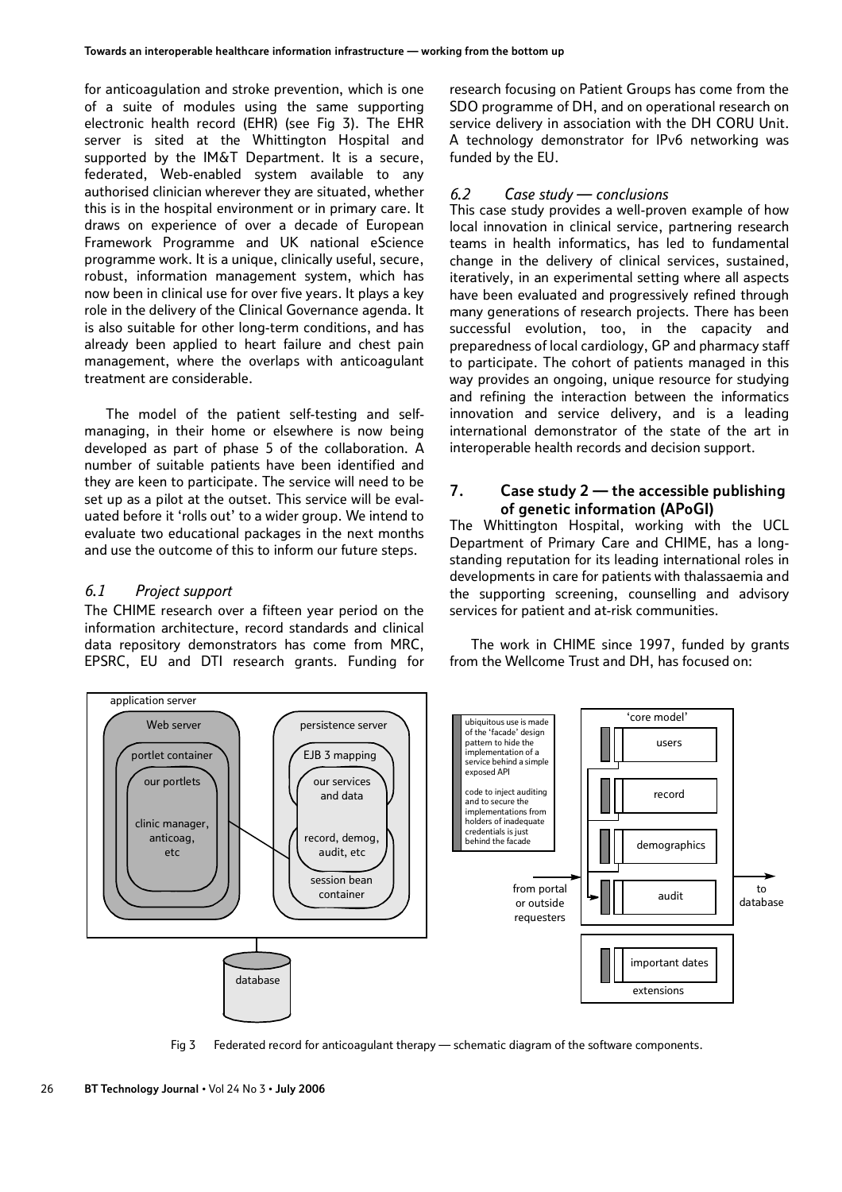for anticoagulation and stroke prevention, which is one of a suite of modules using the same supporting electronic health record (EHR) (see Fig 3). The EHR server is sited at the Whittington Hospital and supported by the IM&T Department. It is a secure, federated, Web-enabled system available to any authorised clinician wherever they are situated, whether this is in the hospital environment or in primary care. It draws on experience of over a decade of European Framework Programme and UK national eScience programme work. It is a unique, clinically useful, secure, robust, information management system, which has now been in clinical use for over five years. It plays a key role in the delivery of the Clinical Governance agenda. It is also suitable for other long-term conditions, and has already been applied to heart failure and chest pain management, where the overlaps with anticoagulant treatment are considerable.

The model of the patient self-testing and self-managing, in their home or elsewhere is now being developed as part of phase 5 of the collaboration. A number of suitable patients have been identified and they are keen to participate. The service will need to be set up as a pilot at the outset. This service will be evaluated before it 'rolls out' to a wider group. We intend to evaluate two educational packages in the next months and use the outcome of this to inform our future steps.

### *6.1 Project support*

The CHIME research over a fifteen year period on the information architecture, record standards and clinical data repository demonstrators has come from MRC, EPSRC, EU and DTI research grants. Funding for research focusing on Patient Groups has come from the SDO programme of DH, and on operational research on service delivery in association with the DH CORU Unit. A technology demonstrator for IPv6 networking was funded by the EU.

### *6.2 Case study — conclusions*

This case study provides a well-proven example of how local innovation in clinical service, partnering research teams in health informatics, has led to fundamental change in the delivery of clinical services, sustained, iteratively, in an experimental setting where all aspects have been evaluated and progressively refined through many generations of research projects. There has been successful evolution, too, in the capacity and preparedness of local cardiology, GP and pharmacy staff to participate. The cohort of patients managed in this way provides an ongoing, unique resource for studying and refining the interaction between the informatics innovation and service delivery, and is a leading international demonstrator of the state of the art in interoperable health records and decision support.

## 7. Case study 2 — the accessible publishing of genetic information (APoGI)

The Whittington Hospital, working with the UCL Department of Primary Care and CHIME, has a long-standing reputation for its leading international roles in developments in care for patients with thalassaemia and the supporting screening, counselling and advisory services for patient and at-risk communities.

The work in CHIME since 1997, funded by grants from the Wellcome Trust and DH, has focused on:

application server

Web server

portlet container

our portlets

clinic manager, anticoag, etc

persistence server

EJB 3 mapping

our services and data

record, demog, audit, etc

session bean container

database

ubiquitous use is made of the 'facade' design pattern to hide the implementation of a service behind a simple exposed API

code to inject auditing and to secure the implementations from holders of inadequate credentials is just behind the facade

'core model'

users

record

demographics

audit

from portal or outside requesters

to database

important dates

extensions

Fig 3 Federated record for anticoagulant therapy — schematic diagram of the software components.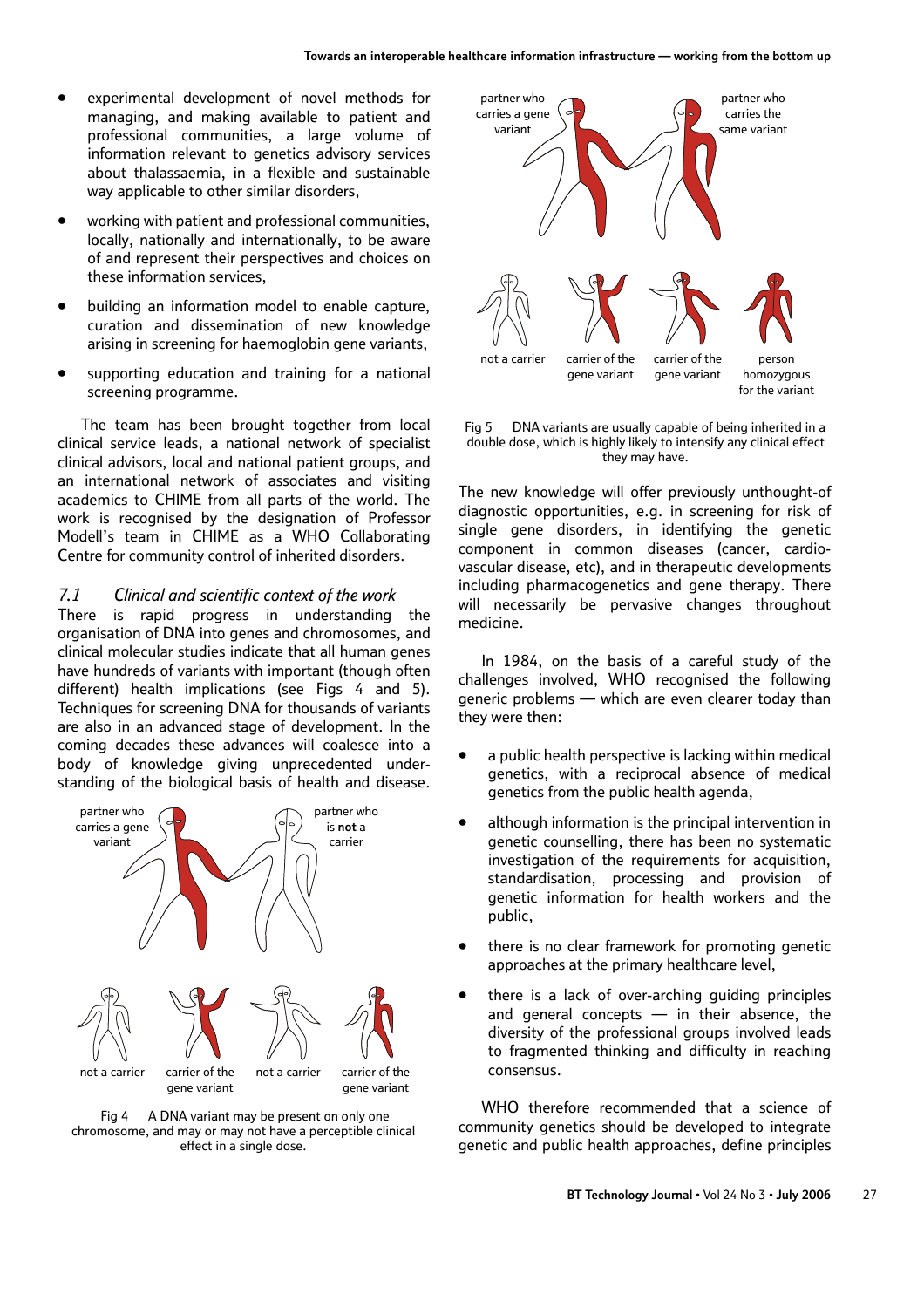- experimental development of novel methods for managing, and making available to patient and professional communities, a large volume of information relevant to genetics advisory services about thalassaemia, in a flexible and sustainable way applicable to other similar disorders,
- working with patient and professional communities, locally, nationally and internationally, to be aware of and represent their perspectives and choices on these information services,
- building an information model to enable capture, curation and dissemination of new knowledge arising in screening for haemoglobin gene variants,
- supporting education and training for a national screening programme.

The team has been brought together from local clinical service leads, a national network of specialist clinical advisors, local and national patient groups, and an international network of associates and visiting academics to CHIME from all parts of the world. The work is recognised by the designation of Professor Modell's team in CHIME as a WHO Collaborating Centre for community control of inherited disorders.

### 7.1 *Clinical and scientific context of the work*

There is rapid progress in understanding the organisation of DNA into genes and chromosomes, and clinical molecular studies indicate that all human genes have hundreds of variants with important (though often different) health implications (see Figs 4 and 5). Techniques for screening DNA for thousands of variants are also in an advanced stage of development. In the coming decades these advances will coalesce into a body of knowledge giving unprecedented understanding of the biological basis of health and disease.

partner who carries a gene variant — partner who is **not** a carrier

not a carrier — carrier of the gene variant — not a carrier — carrier of the gene variant

Fig 4 A DNA variant may be present on only one chromosome, and may or may not have a perceptible clinical effect in a single dose.

partner who carries a gene variant — partner who carries the same variant

not a carrier — carrier of the gene variant — carrier of the gene variant — person homozygous for the variant

Fig 5 DNA variants are usually capable of being inherited in a double dose, which is highly likely to intensify any clinical effect they may have.

The new knowledge will offer previously unthought-of diagnostic opportunities, e.g. in screening for risk of single gene disorders, in identifying the genetic component in common diseases (cancer, cardio-vascular disease, etc), and in therapeutic developments including pharmacogenetics and gene therapy. There will necessarily be pervasive changes throughout medicine.

In 1984, on the basis of a careful study of the challenges involved, WHO recognised the following generic problems — which are even clearer today than they were then:

- a public health perspective is lacking within medical genetics, with a reciprocal absence of medical genetics from the public health agenda,
- although information is the principal intervention in genetic counselling, there has been no systematic investigation of the requirements for acquisition, standardisation, processing and provision of genetic information for health workers and the public,
- there is no clear framework for promoting genetic approaches at the primary healthcare level,
- there is a lack of over-arching guiding principles and general concepts — in their absence, the diversity of the professional groups involved leads to fragmented thinking and difficulty in reaching consensus.

WHO therefore recommended that a science of community genetics should be developed to integrate genetic and public health approaches, define principles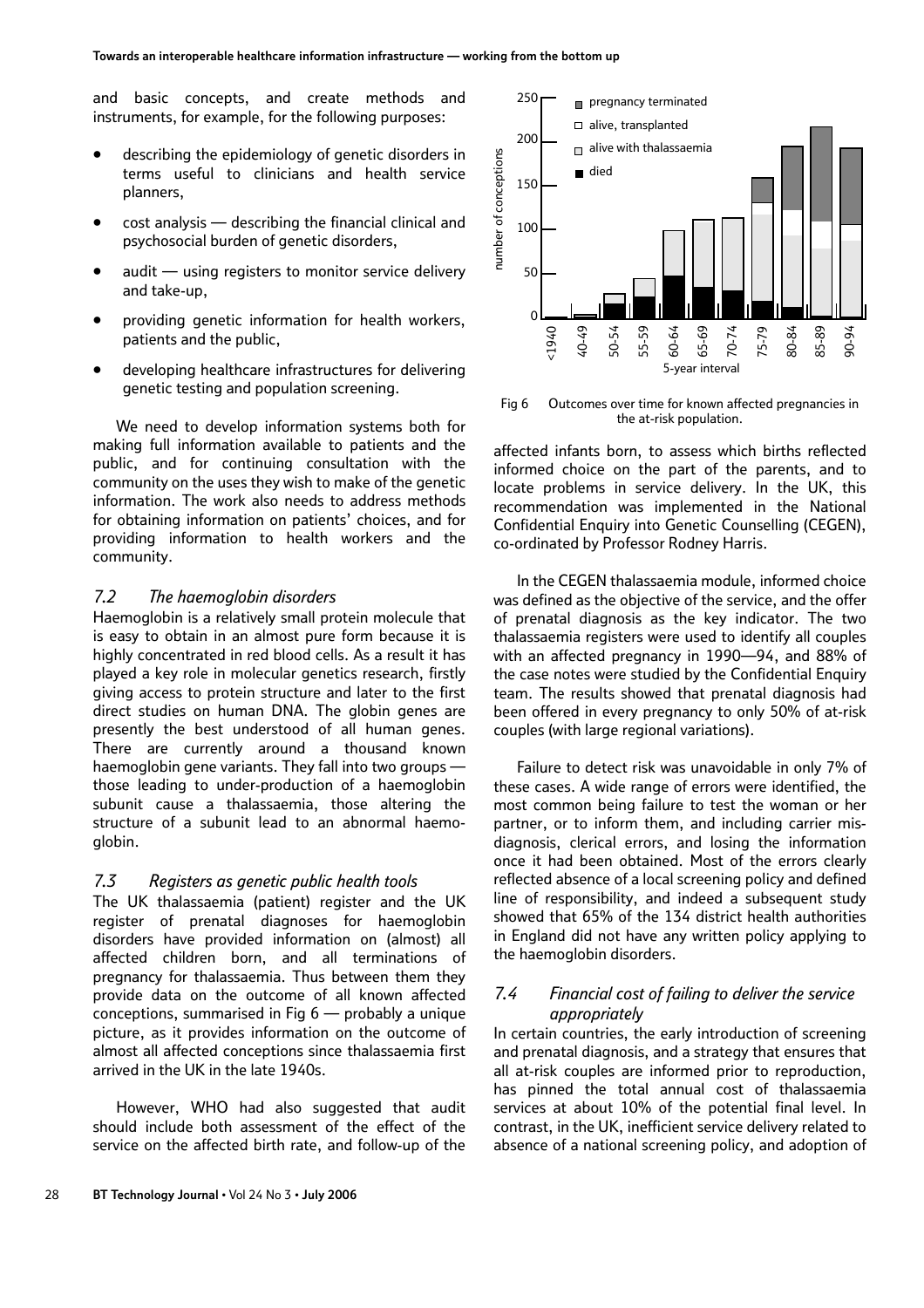and basic concepts, and create methods and instruments, for example, for the following purposes:

- describing the epidemiology of genetic disorders in terms useful to clinicians and health service planners,
- cost analysis — describing the financial clinical and psychosocial burden of genetic disorders,
- audit — using registers to monitor service delivery and take-up,
- providing genetic information for health workers, patients and the public,
- developing healthcare infrastructures for delivering genetic testing and population screening.

We need to develop information systems both for making full information available to patients and the public, and for continuing consultation with the community on the uses they wish to make of the genetic information. The work also needs to address methods for obtaining information on patients' choices, and for providing information to health workers and the community.

### *7.2 The haemoglobin disorders*

Haemoglobin is a relatively small protein molecule that is easy to obtain in an almost pure form because it is highly concentrated in red blood cells. As a result it has played a key role in molecular genetics research, firstly giving access to protein structure and later to the first direct studies on human DNA. The globin genes are presently the best understood of all human genes. There are currently around a thousand known haemoglobin gene variants. They fall into two groups — those leading to under-production of a haemoglobin subunit cause a thalassaemia, those altering the structure of a subunit lead to an abnormal haemoglobin.

### *7.3 Registers as genetic public health tools*

The UK thalassaemia (patient) register and the UK register of prenatal diagnoses for haemoglobin disorders have provided information on (almost) all affected children born, and all terminations of pregnancy for thalassaemia. Thus between them they provide data on the outcome of all known affected conceptions, summarised in Fig 6 — probably a unique picture, as it provides information on the outcome of almost all affected conceptions since thalassaemia first arrived in the UK in the late 1940s.

However, WHO had also suggested that audit should include both assessment of the effect of the service on the affected birth rate, and follow-up of the affected infants born, to assess which births reflected informed choice on the part of the parents, and to locate problems in service delivery. In the UK, this recommendation was implemented in the National Confidential Enquiry into Genetic Counselling (CEGEN), co-ordinated by Professor Rodney Harris.

Fig 6 Outcomes over time for known affected pregnancies in the at-risk population.

In the CEGEN thalassaemia module, informed choice was defined as the objective of the service, and the offer of prenatal diagnosis as the key indicator. The two thalassaemia registers were used to identify all couples with an affected pregnancy in 1990—94, and 88% of the case notes were studied by the Confidential Enquiry team. The results showed that prenatal diagnosis had been offered in every pregnancy to only 50% of at-risk couples (with large regional variations).

Failure to detect risk was unavoidable in only 7% of these cases. A wide range of errors were identified, the most common being failure to test the woman or her partner, or to inform them, and including carrier misdiagnosis, clerical errors, and losing the information once it had been obtained. Most of the errors clearly reflected absence of a local screening policy and defined line of responsibility, and indeed a subsequent study showed that 65% of the 134 district health authorities in England did not have any written policy applying to the haemoglobin disorders.

### *7.4 Financial cost of failing to deliver the service appropriately*

In certain countries, the early introduction of screening and prenatal diagnosis, and a strategy that ensures that all at-risk couples are informed prior to reproduction, has pinned the total annual cost of thalassaemia services at about 10% of the potential final level. In contrast, in the UK, inefficient service delivery related to absence of a national screening policy, and adoption of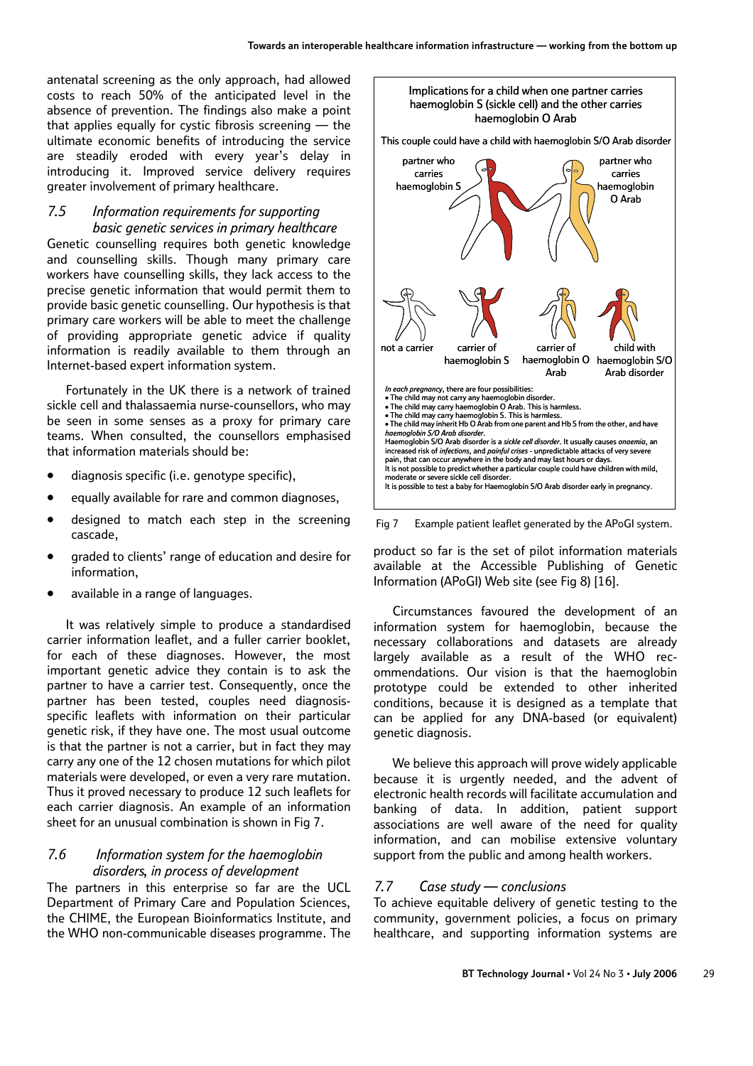antenatal screening as the only approach, had allowed costs to reach 50% of the anticipated level in the absence of prevention. The findings also make a point that applies equally for cystic fibrosis screening — the ultimate economic benefits of introducing the service are steadily eroded with every year's delay in introducing it. Improved service delivery requires greater involvement of primary healthcare.

### 7.5 *Information requirements for supporting basic genetic services in primary healthcare*

Genetic counselling requires both genetic knowledge and counselling skills. Though many primary care workers have counselling skills, they lack access to the precise genetic information that would permit them to provide basic genetic counselling. Our hypothesis is that primary care workers will be able to meet the challenge of providing appropriate genetic advice if quality information is readily available to them through an Internet-based expert information system.

Fortunately in the UK there is a network of trained sickle cell and thalassaemia nurse-counsellors, who may be seen in some senses as a proxy for primary care teams. When consulted, the counsellors emphasised that information materials should be:

- diagnosis specific (i.e. genotype specific),
- equally available for rare and common diagnoses,
- designed to match each step in the screening cascade,
- graded to clients' range of education and desire for information,
- available in a range of languages.

It was relatively simple to produce a standardised carrier information leaflet, and a fuller carrier booklet, for each of these diagnoses. However, the most important genetic advice they contain is to ask the partner to have a carrier test. Consequently, once the partner has been tested, couples need diagnosis-specific leaflets with information on their particular genetic risk, if they have one. The most usual outcome is that the partner is not a carrier, but in fact they may carry any one of the 12 chosen mutations for which pilot materials were developed, or even a very rare mutation. Thus it proved necessary to produce 12 such leaflets for each carrier diagnosis. An example of an information sheet for an unusual combination is shown in Fig 7.

Implications for a child when one partner carries haemoglobin S (sickle cell) and the other carries haemoglobin O Arab

This couple could have a child with haemoglobin S/O Arab disorder

partner who carries haemoglobin S

partner who carries haemoglobin O Arab

not a carrier

carrier of haemoglobin S

carrier of haemoglobin O Arab

child with haemoglobin S/O Arab disorder

*In each pregnancy*, there are four possibilities:
- The child may not carry any haemoglobin disorder.
- The child may carry haemoglobin O Arab. This is harmless.
- The child may carry haemoglobin S. This is harmless.
- The child may inherit Hb O Arab from one parent and Hb S from the other, and have *haemoglobin S/O Arab disorder*.

Haemoglobin S/O Arab disorder is a *sickle cell disorder*. It usually causes *anaemia*, an increased risk of *infections*, and *painful crises* - unpredictable attacks of very severe pain, that can occur anywhere in the body and may last hours or days.
It is not possible to predict whether a particular couple could have children with mild, moderate or severe sickle cell disorder.
It is possible to test a baby for Haemoglobin S/O Arab disorder early in pregnancy.

Fig 7 Example patient leaflet generated by the APoGI system.

### 7.6 *Information system for the haemoglobin disorders, in process of development*

The partners in this enterprise so far are the UCL Department of Primary Care and Population Sciences, the CHIME, the European Bioinformatics Institute, and the WHO non-communicable diseases programme. The product so far is the set of pilot information materials available at the Accessible Publishing of Genetic Information (APoGI) Web site (see Fig 8) [16].

Circumstances favoured the development of an information system for haemoglobin, because the necessary collaborations and datasets are already largely available as a result of the WHO recommendations. Our vision is that the haemoglobin prototype could be extended to other inherited conditions, because it is designed as a template that can be applied for any DNA-based (or equivalent) genetic diagnosis.

We believe this approach will prove widely applicable because it is urgently needed, and the advent of electronic health records will facilitate accumulation and banking of data. In addition, patient support associations are well aware of the need for quality information, and can mobilise extensive voluntary support from the public and among health workers.

### 7.7 *Case study — conclusions*

To achieve equitable delivery of genetic testing to the community, government policies, a focus on primary healthcare, and supporting information systems are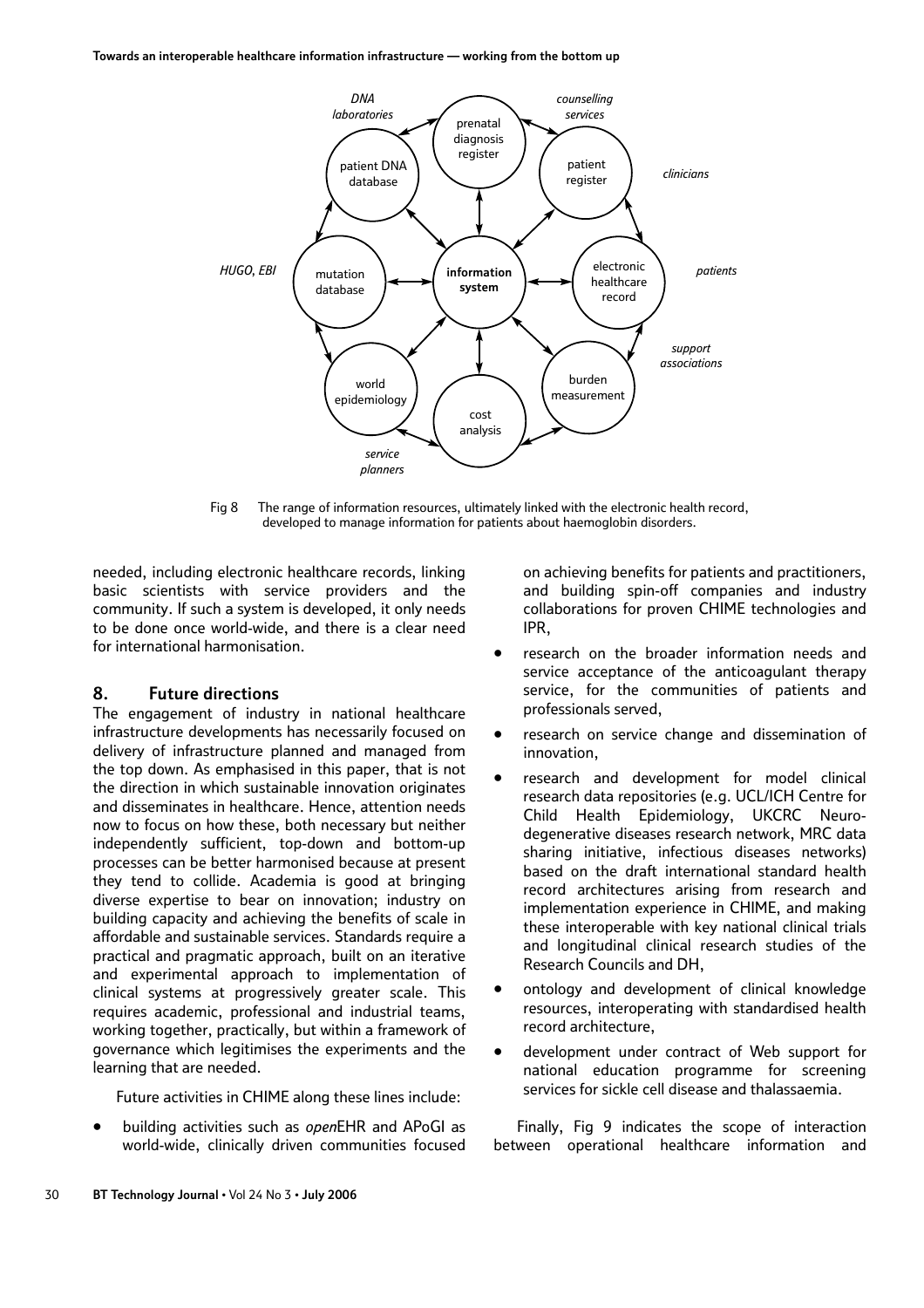Fig 8 The range of information resources, ultimately linked with the electronic health record, developed to manage information for patients about haemoglobin disorders.

needed, including electronic healthcare records, linking basic scientists with service providers and the community. If such a system is developed, it only needs to be done once world-wide, and there is a clear need for international harmonisation.

## 8. Future directions

The engagement of industry in national healthcare infrastructure developments has necessarily focused on delivery of infrastructure planned and managed from the top down. As emphasised in this paper, that is not the direction in which sustainable innovation originates and disseminates in healthcare. Hence, attention needs now to focus on how these, both necessary but neither independently sufficient, top-down and bottom-up processes can be better harmonised because at present they tend to collide. Academia is good at bringing diverse expertise to bear on innovation; industry on building capacity and achieving the benefits of scale in affordable and sustainable services. Standards require a practical and pragmatic approach, built on an iterative and experimental approach to implementation of clinical systems at progressively greater scale. This requires academic, professional and industrial teams, working together, practically, but within a framework of governance which legitimises the experiments and the learning that are needed.

Future activities in CHIME along these lines include:

- building activities such as *open*EHR and APoGI as world-wide, clinically driven communities focused on achieving benefits for patients and practitioners, and building spin-off companies and industry collaborations for proven CHIME technologies and IPR,
- research on the broader information needs and service acceptance of the anticoagulant therapy service, for the communities of patients and professionals served,
- research on service change and dissemination of innovation,
- research and development for model clinical research data repositories (e.g. UCL/ICH Centre for Child Health Epidemiology, UKCRC Neuro-degenerative diseases research network, MRC data sharing initiative, infectious diseases networks) based on the draft international standard health record architectures arising from research and implementation experience in CHIME, and making these interoperable with key national clinical trials and longitudinal clinical research studies of the Research Councils and DH,
- ontology and development of clinical knowledge resources, interoperating with standardised health record architecture,
- development under contract of Web support for national education programme for screening services for sickle cell disease and thalassaemia.

Finally, Fig 9 indicates the scope of interaction between operational healthcare information and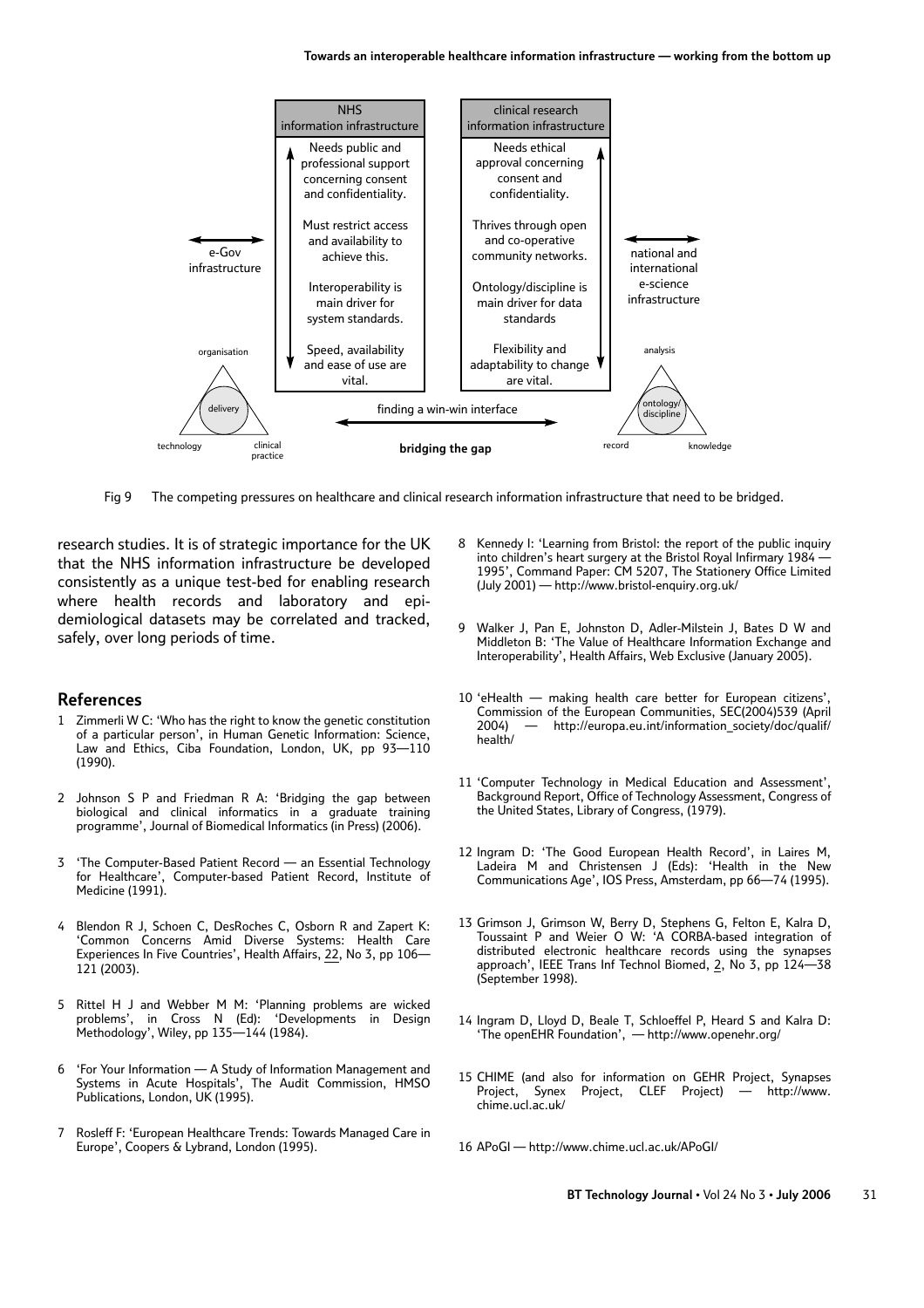Fig 9 The competing pressures on healthcare and clinical research information infrastructure that need to be bridged.

research studies. It is of strategic importance for the UK that the NHS information infrastructure be developed consistently as a unique test-bed for enabling research where health records and laboratory and epidemiological datasets may be correlated and tracked, safely, over long periods of time.

## References

1. Zimmerli W C: 'Who has the right to know the genetic constitution of a particular person', in Human Genetic Information: Science, Law and Ethics, Ciba Foundation, London, UK, pp 93—110 (1990).

2. Johnson S P and Friedman R A: 'Bridging the gap between biological and clinical informatics in a graduate training programme', Journal of Biomedical Informatics (in Press) (2006).

3. 'The Computer-Based Patient Record — an Essential Technology for Healthcare', Computer-based Patient Record, Institute of Medicine (1991).

4. Blendon R J, Schoen C, DesRoches C, Osborn R and Zapert K: 'Common Concerns Amid Diverse Systems: Health Care Experiences In Five Countries', Health Affairs, 22, No 3, pp 106—121 (2003).

5. Rittel H J and Webber M M: 'Planning problems are wicked problems', in Cross N (Ed): 'Developments in Design Methodology', Wiley, pp 135—144 (1984).

6. 'For Your Information — A Study of Information Management and Systems in Acute Hospitals', The Audit Commission, HMSO Publications, London, UK (1995).

7. Rosleff F: 'European Healthcare Trends: Towards Managed Care in Europe', Coopers & Lybrand, London (1995).

8. Kennedy I: 'Learning from Bristol: the report of the public inquiry into children's heart surgery at the Bristol Royal Infirmary 1984 — 1995', Command Paper: CM 5207, The Stationery Office Limited (July 2001) — http://www.bristol-enquiry.org.uk/

9. Walker J, Pan E, Johnston D, Adler-Milstein J, Bates D W and Middleton B: 'The Value of Healthcare Information Exchange and Interoperability', Health Affairs, Web Exclusive (January 2005).

10. 'eHealth — making health care better for European citizens', Commission of the European Communities, SEC(2004)539 (April 2004) — http://europa.eu.int/information_society/doc/qualif/health/

11. 'Computer Technology in Medical Education and Assessment', Background Report, Office of Technology Assessment, Congress of the United States, Library of Congress, (1979).

12. Ingram D: 'The Good European Health Record', in Laires M, Ladeira M and Christensen J (Eds): 'Health in the New Communications Age', IOS Press, Amsterdam, pp 66—74 (1995).

13. Grimson J, Grimson W, Berry D, Stephens G, Felton E, Kalra D, Toussaint P and Weier O W: 'A CORBA-based integration of distributed electronic healthcare records using the synapses approach', IEEE Trans Inf Technol Biomed, 2, No 3, pp 124—38 (September 1998).

14. Ingram D, Lloyd D, Beale T, Schloeffel P, Heard S and Kalra D: 'The openEHR Foundation', — http://www.openehr.org/

15. CHIME (and also for information on GEHR Project, Synapses Project, Synex Project, CLEF Project) — http://www.chime.ucl.ac.uk/

16. APoGI — http://www.chime.ucl.ac.uk/APoGI/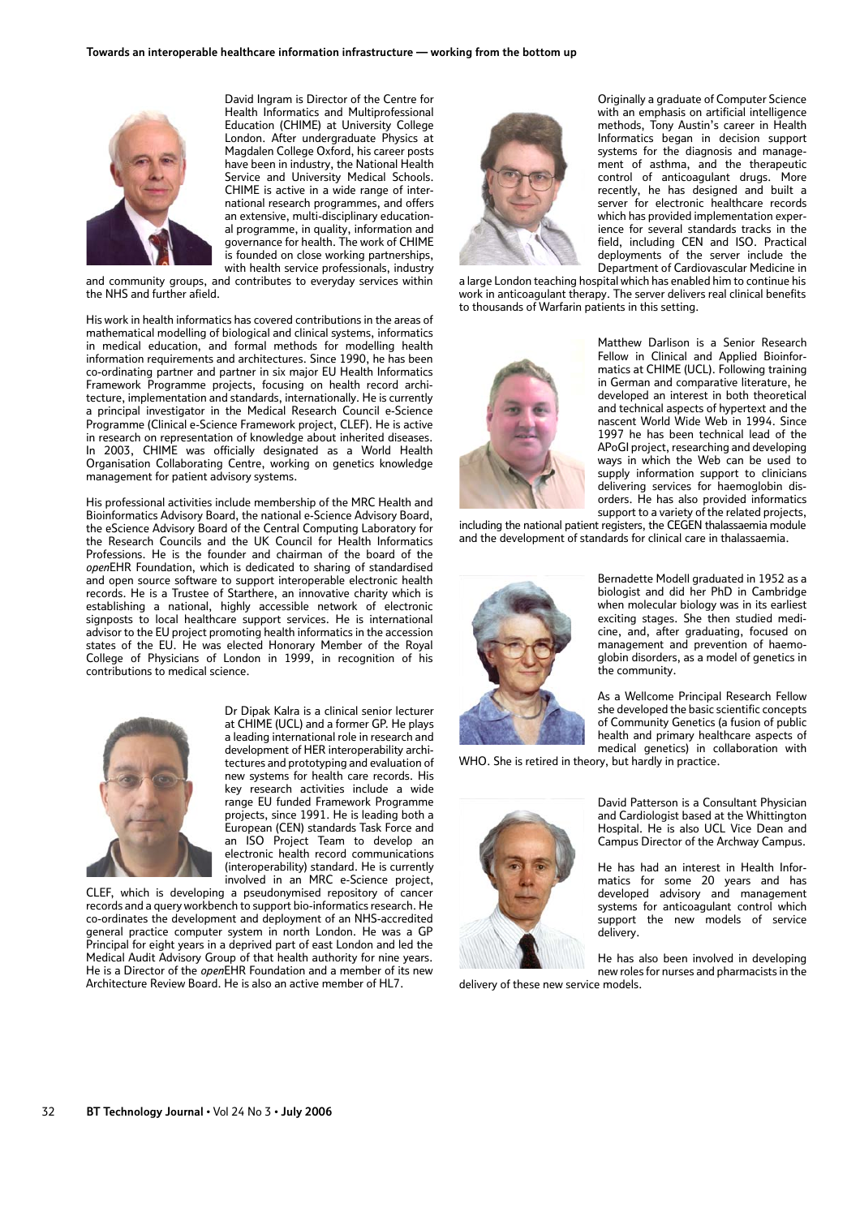David Ingram is Director of the Centre for Health Informatics and Multiprofessional Education (CHIME) at University College London. After undergraduate Physics at Magdalen College Oxford, his career posts have been in industry, the National Health Service and University Medical Schools. CHIME is active in a wide range of international research programmes, and offers an extensive, multi-disciplinary educational programme, in quality, information and governance for health. The work of CHIME is founded on close working partnerships, with health service professionals, industry and community groups, and contributes to everyday services within the NHS and further afield.

His work in health informatics has covered contributions in the areas of mathematical modelling of biological and clinical systems, informatics in medical education, and formal methods for modelling health information requirements and architectures. Since 1990, he has been co-ordinating partner and partner in six major EU Health Informatics Framework Programme projects, focusing on health record architecture, implementation and standards, internationally. He is currently a principal investigator in the Medical Research Council e-Science Programme (Clinical e-Science Framework project, CLEF). He is active in research on representation of knowledge about inherited diseases. In 2003, CHIME was officially designated as a World Health Organisation Collaborating Centre, working on genetics knowledge management for patient advisory systems.

His professional activities include membership of the MRC Health and Bioinformatics Advisory Board, the national e-Science Advisory Board, the eScience Advisory Board of the Central Computing Laboratory for the Research Councils and the UK Council for Health Informatics Professions. He is the founder and chairman of the board of the *open*EHR Foundation, which is dedicated to sharing of standardised and open source software to support interoperable electronic health records. He is a Trustee of Starthere, an innovative charity which is establishing a national, highly accessible network of electronic signposts to local healthcare support services. He is international advisor to the EU project promoting health informatics in the accession states of the EU. He was elected Honorary Member of the Royal College of Physicians of London in 1999, in recognition of his contributions to medical science.

Dr Dipak Kalra is a clinical senior lecturer at CHIME (UCL) and a former GP. He plays a leading international role in research and development of HER interoperability architectures and prototyping and evaluation of new systems for health care records. His key research activities include a wide range EU funded Framework Programme projects, since 1991. He is leading both a European (CEN) standards Task Force and an ISO Project Team to develop an electronic health record communications (interoperability) standard. He is currently involved in an MRC e-Science project, CLEF, which is developing a pseudonymised repository of cancer records and a query workbench to support bio-informatics research. He co-ordinates the development and deployment of an NHS-accredited general practice computer system in north London. He was a GP Principal for eight years in a deprived part of east London and led the Medical Audit Advisory Group of that health authority for nine years. He is a Director of the *open*EHR Foundation and a member of its new Architecture Review Board. He is also an active member of HL7.

Originally a graduate of Computer Science with an emphasis on artificial intelligence methods, Tony Austin's career in Health Informatics began in decision support systems for the diagnosis and management of asthma, and the therapeutic control of anticoagulant drugs. More recently, he has designed and built a server for electronic healthcare records which has provided implementation experience for several standards tracks in the field, including CEN and ISO. Practical deployments of the server include the Department of Cardiovascular Medicine in a large London teaching hospital which has enabled him to continue his work in anticoagulant therapy. The server delivers real clinical benefits to thousands of Warfarin patients in this setting.

Matthew Darlison is a Senior Research Fellow in Clinical and Applied Bioinformatics at CHIME (UCL). Following training in German and comparative literature, he developed an interest in both theoretical and technical aspects of hypertext and the nascent World Wide Web in 1994. Since 1997 he has been technical lead of the APoGI project, researching and developing ways in which the Web can be used to supply information support to clinicians delivering services for haemoglobin disorders. He has also provided informatics support to a variety of the related projects, including the national patient registers, the CEGEN thalassaemia module and the development of standards for clinical care in thalassaemia.

Bernadette Modell graduated in 1952 as a biologist and did her PhD in Cambridge when molecular biology was in its earliest exciting stages. She then studied medicine, and, after graduating, focused on management and prevention of haemoglobin disorders, as a model of genetics in the community.

As a Wellcome Principal Research Fellow she developed the basic scientific concepts of Community Genetics (a fusion of public health and primary healthcare aspects of medical genetics) in collaboration with WHO. She is retired in theory, but hardly in practice.

David Patterson is a Consultant Physician and Cardiologist based at the Whittington Hospital. He is also UCL Vice Dean and Campus Director of the Archway Campus.

He has had an interest in Health Informatics for some 20 years and has developed advisory and management systems for anticoagulant control which support the new models of service delivery.

He has also been involved in developing new roles for nurses and pharmacists in the delivery of these new service models.